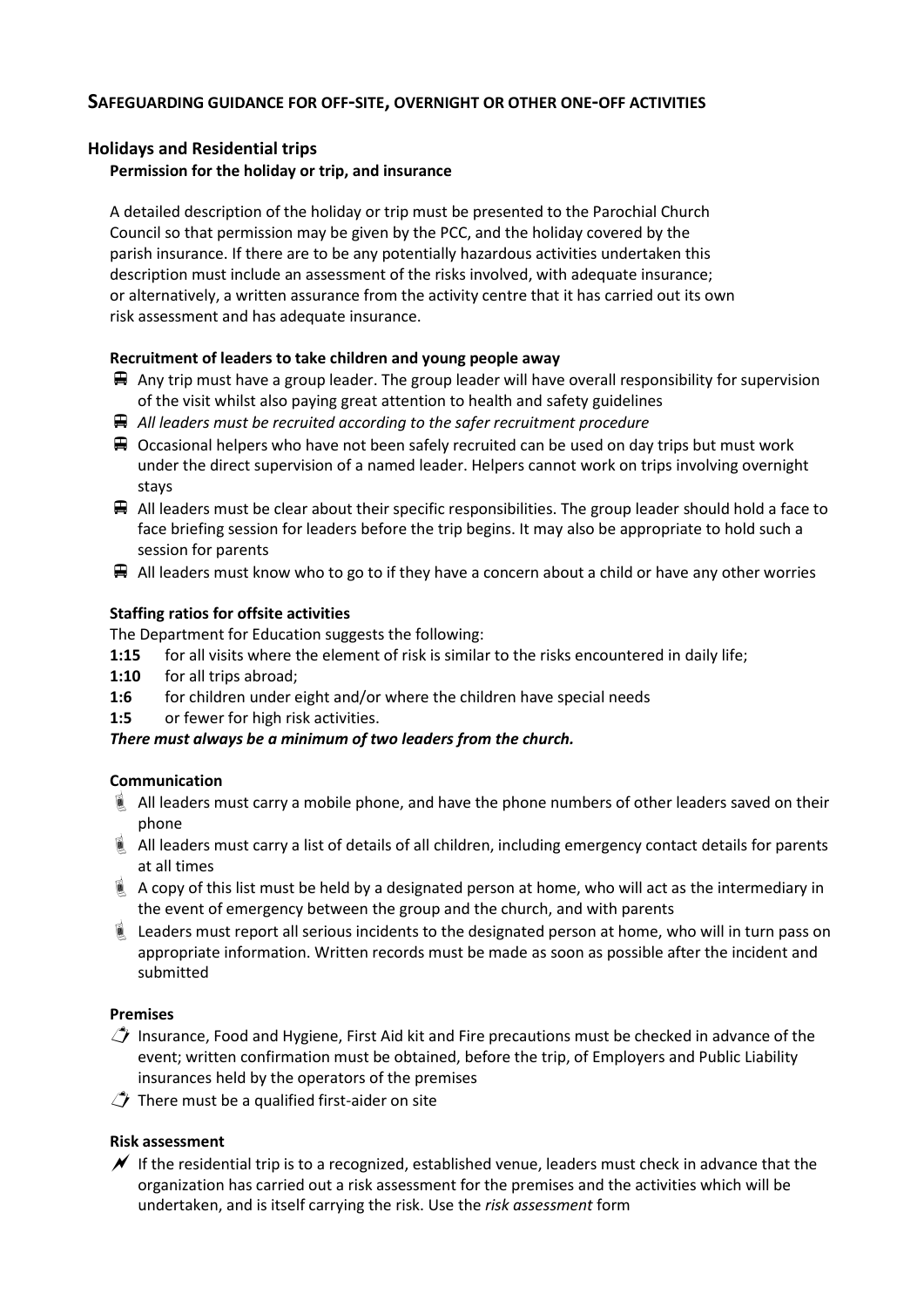## SAFEGUARDING GUIDANCE FOR OFF-SITE, OVERNIGHT OR OTHER ONE-OFF ACTIVITIES

### Holidays and Residential trips

#### Permission for the holiday or trip, and insurance

A detailed description of the holiday or trip must be presented to the Parochial Church Council so that permission may be given by the PCC, and the holiday covered by the parish insurance. If there are to be any potentially hazardous activities undertaken this description must include an assessment of the risks involved, with adequate insurance; or alternatively, a written assurance from the activity centre that it has carried out its own risk assessment and has adequate insurance.

#### Recruitment of leaders to take children and young people away

- Any trip must have a group leader. The group leader will have overall responsibility for supervision of the visit whilst also paying great attention to health and safety guidelines
- *All leaders must be recruited according to the safer recruitment procedure*
- Occasional helpers who have not been safely recruited can be used on day trips but must work under the direct supervision of a named leader. Helpers cannot work on trips involving overnight stays
- All leaders must be clear about their specific responsibilities. The group leader should hold a face to face briefing session for leaders before the trip begins. It may also be appropriate to hold such a session for parents
- All leaders must know who to go to if they have a concern about a child or have any other worries

#### Staffing ratios for offsite activities

The Department for Education suggests the following:

- **1:15** for all visits where the element of risk is similar to the risks encountered in daily life;
- **1:10** for all trips abroad;
- **1:6** for children under eight and/or where the children have special needs
- **1:5** or fewer for high risk activities.

***There must always be a minimum of two leaders from the church.***

#### Communication

- All leaders must carry a mobile phone, and have the phone numbers of other leaders saved on their phone
- All leaders must carry a list of details of all children, including emergency contact details for parents at all times
- A copy of this list must be held by a designated person at home, who will act as the intermediary in the event of emergency between the group and the church, and with parents
- Leaders must report all serious incidents to the designated person at home, who will in turn pass on appropriate information. Written records must be made as soon as possible after the incident and submitted

#### Premises

- Insurance, Food and Hygiene, First Aid kit and Fire precautions must be checked in advance of the event; written confirmation must be obtained, before the trip, of Employers and Public Liability insurances held by the operators of the premises
- There must be a qualified first-aider on site

#### Risk assessment

- If the residential trip is to a recognized, established venue, leaders must check in advance that the organization has carried out a risk assessment for the premises and the activities which will be undertaken, and is itself carrying the risk. Use the *risk assessment* form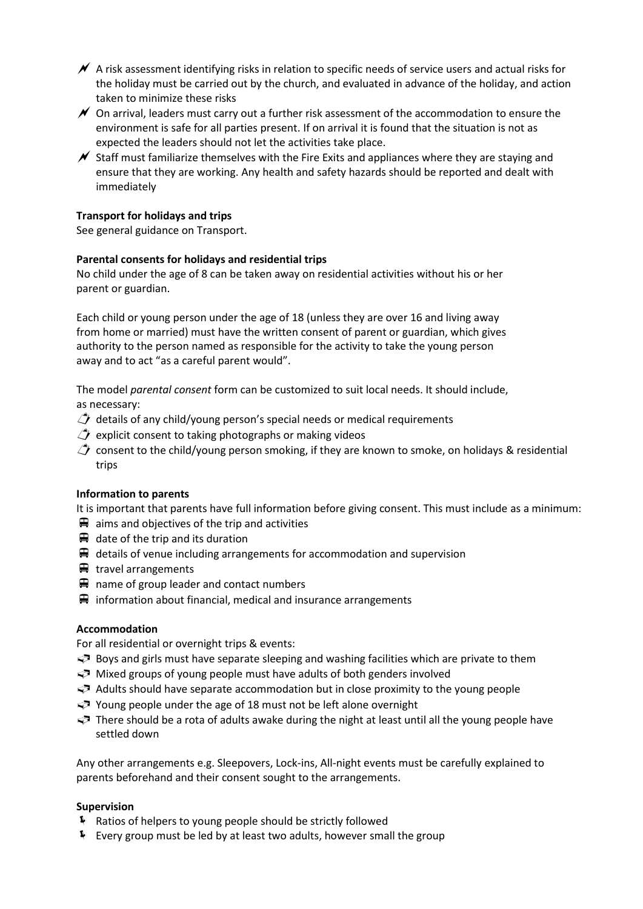- A risk assessment identifying risks in relation to specific needs of service users and actual risks for the holiday must be carried out by the church, and evaluated in advance of the holiday, and action taken to minimize these risks
- On arrival, leaders must carry out a further risk assessment of the accommodation to ensure the environment is safe for all parties present. If on arrival it is found that the situation is not as expected the leaders should not let the activities take place.
- Staff must familiarize themselves with the Fire Exits and appliances where they are staying and ensure that they are working. Any health and safety hazards should be reported and dealt with immediately

**Transport for holidays and trips**

See general guidance on Transport.

**Parental consents for holidays and residential trips**

No child under the age of 8 can be taken away on residential activities without his or her parent or guardian.

Each child or young person under the age of 18 (unless they are over 16 and living away from home or married) must have the written consent of parent or guardian, which gives authority to the person named as responsible for the activity to take the young person away and to act "as a careful parent would".

The model *parental consent* form can be customized to suit local needs. It should include, as necessary:

- details of any child/young person's special needs or medical requirements
- explicit consent to taking photographs or making videos
- consent to the child/young person smoking, if they are known to smoke, on holidays & residential trips

**Information to parents**

It is important that parents have full information before giving consent. This must include as a minimum:

- aims and objectives of the trip and activities
- date of the trip and its duration
- details of venue including arrangements for accommodation and supervision
- travel arrangements
- name of group leader and contact numbers
- information about financial, medical and insurance arrangements

**Accommodation**

For all residential or overnight trips & events:

- Boys and girls must have separate sleeping and washing facilities which are private to them
- Mixed groups of young people must have adults of both genders involved
- Adults should have separate accommodation but in close proximity to the young people
- Young people under the age of 18 must not be left alone overnight
- There should be a rota of adults awake during the night at least until all the young people have settled down

Any other arrangements e.g. Sleepovers, Lock-ins, All-night events must be carefully explained to parents beforehand and their consent sought to the arrangements.

**Supervision**

- Ratios of helpers to young people should be strictly followed
- Every group must be led by at least two adults, however small the group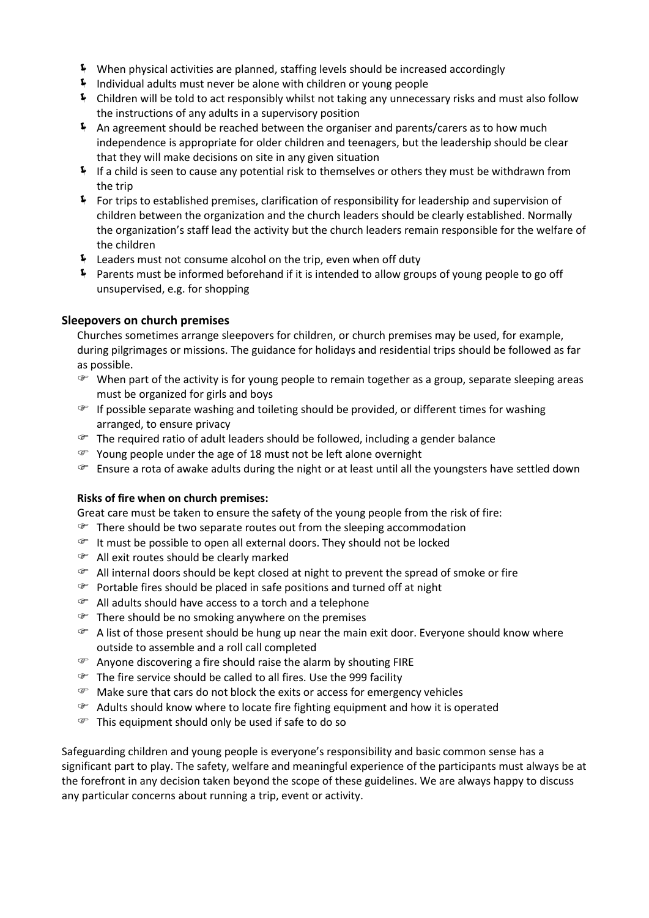- When physical activities are planned, staffing levels should be increased accordingly
- Individual adults must never be alone with children or young people
- Children will be told to act responsibly whilst not taking any unnecessary risks and must also follow the instructions of any adults in a supervisory position
- An agreement should be reached between the organiser and parents/carers as to how much independence is appropriate for older children and teenagers, but the leadership should be clear that they will make decisions on site in any given situation
- If a child is seen to cause any potential risk to themselves or others they must be withdrawn from the trip
- For trips to established premises, clarification of responsibility for leadership and supervision of children between the organization and the church leaders should be clearly established. Normally the organization's staff lead the activity but the church leaders remain responsible for the welfare of the children
- Leaders must not consume alcohol on the trip, even when off duty
- Parents must be informed beforehand if it is intended to allow groups of young people to go off unsupervised, e.g. for shopping

### Sleepovers on church premises

Churches sometimes arrange sleepovers for children, or church premises may be used, for example, during pilgrimages or missions. The guidance for holidays and residential trips should be followed as far as possible.

- When part of the activity is for young people to remain together as a group, separate sleeping areas must be organized for girls and boys
- If possible separate washing and toileting should be provided, or different times for washing arranged, to ensure privacy
- The required ratio of adult leaders should be followed, including a gender balance
- Young people under the age of 18 must not be left alone overnight
- Ensure a rota of awake adults during the night or at least until all the youngsters have settled down

**Risks of fire when on church premises:**

Great care must be taken to ensure the safety of the young people from the risk of fire:

- There should be two separate routes out from the sleeping accommodation
- It must be possible to open all external doors. They should not be locked
- All exit routes should be clearly marked
- All internal doors should be kept closed at night to prevent the spread of smoke or fire
- Portable fires should be placed in safe positions and turned off at night
- All adults should have access to a torch and a telephone
- There should be no smoking anywhere on the premises
- A list of those present should be hung up near the main exit door. Everyone should know where outside to assemble and a roll call completed
- Anyone discovering a fire should raise the alarm by shouting FIRE
- The fire service should be called to all fires. Use the 999 facility
- Make sure that cars do not block the exits or access for emergency vehicles
- Adults should know where to locate fire fighting equipment and how it is operated
- This equipment should only be used if safe to do so

Safeguarding children and young people is everyone's responsibility and basic common sense has a significant part to play. The safety, welfare and meaningful experience of the participants must always be at the forefront in any decision taken beyond the scope of these guidelines. We are always happy to discuss any particular concerns about running a trip, event or activity.